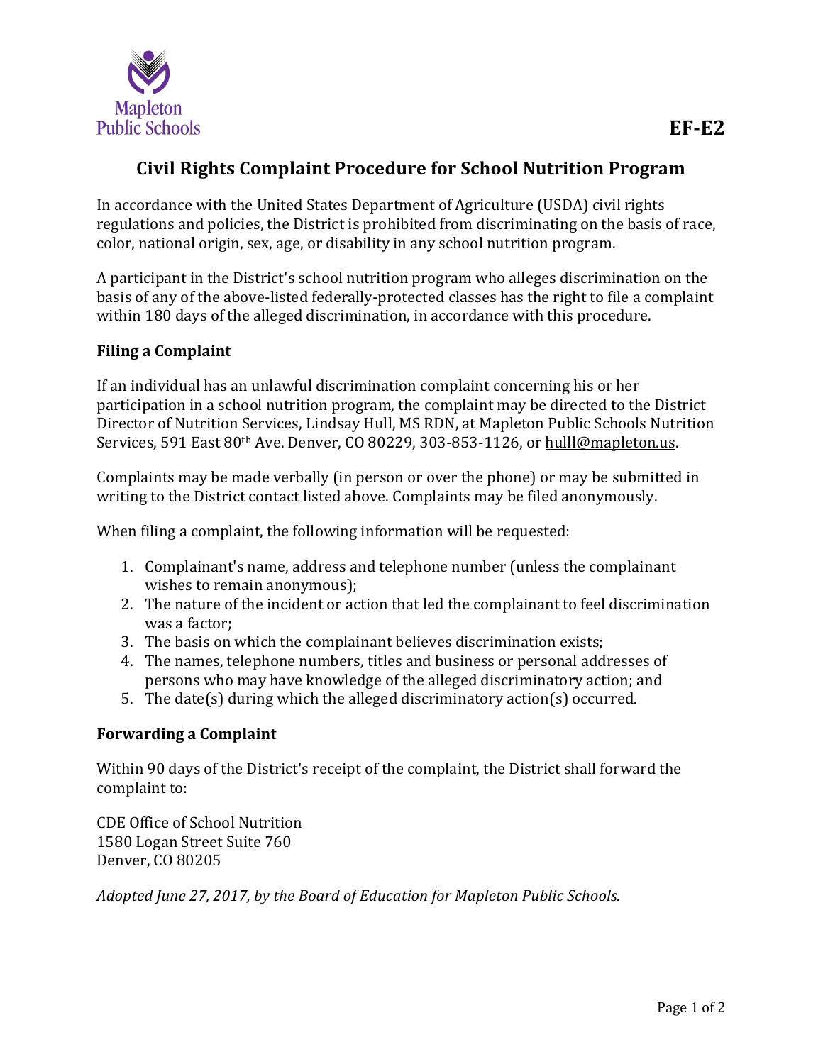Mapleton Public Schools

**EF-E2**

# Civil Rights Complaint Procedure for School Nutrition Program

In accordance with the United States Department of Agriculture (USDA) civil rights regulations and policies, the District is prohibited from discriminating on the basis of race, color, national origin, sex, age, or disability in any school nutrition program.

A participant in the District's school nutrition program who alleges discrimination on the basis of any of the above-listed federally-protected classes has the right to file a complaint within 180 days of the alleged discrimination, in accordance with this procedure.

## Filing a Complaint

If an individual has an unlawful discrimination complaint concerning his or her participation in a school nutrition program, the complaint may be directed to the District Director of Nutrition Services, Lindsay Hull, MS RDN, at Mapleton Public Schools Nutrition Services, 591 East 80th Ave. Denver, CO 80229, 303-853-1126, or hulll@mapleton.us.

Complaints may be made verbally (in person or over the phone) or may be submitted in writing to the District contact listed above. Complaints may be filed anonymously.

When filing a complaint, the following information will be requested:

1. Complainant's name, address and telephone number (unless the complainant wishes to remain anonymous);
2. The nature of the incident or action that led the complainant to feel discrimination was a factor;
3. The basis on which the complainant believes discrimination exists;
4. The names, telephone numbers, titles and business or personal addresses of persons who may have knowledge of the alleged discriminatory action; and
5. The date(s) during which the alleged discriminatory action(s) occurred.

## Forwarding a Complaint

Within 90 days of the District's receipt of the complaint, the District shall forward the complaint to:

CDE Office of School Nutrition
1580 Logan Street Suite 760
Denver, CO 80205

*Adopted June 27, 2017, by the Board of Education for Mapleton Public Schools.*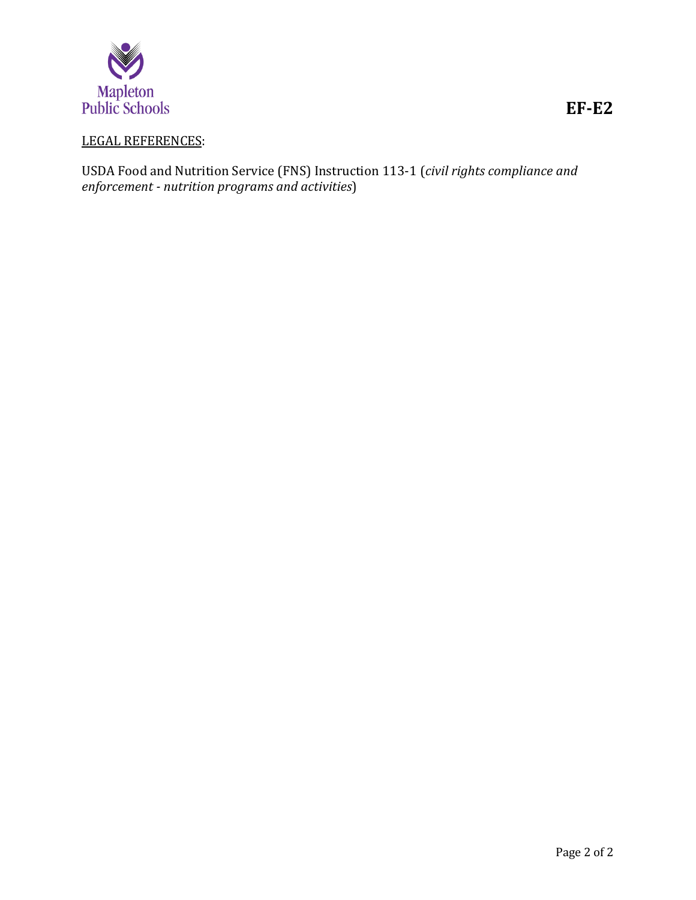LEGAL REFERENCES:

USDA Food and Nutrition Service (FNS) Instruction 113-1 (*civil rights compliance and enforcement - nutrition programs and activities*)